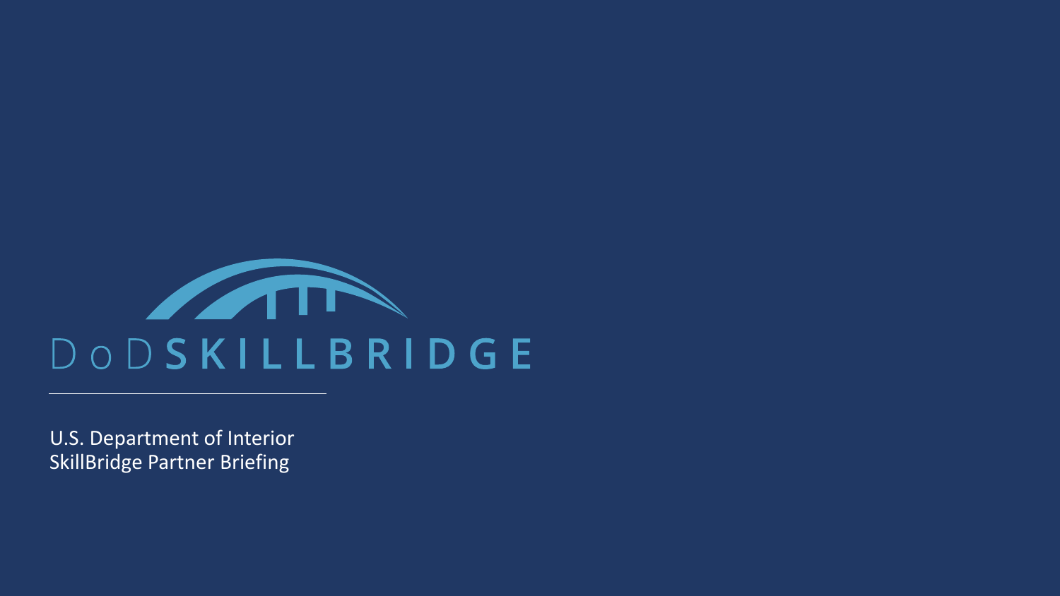# DoD SKILLBRIDGE

U.S. Department of Interior
SkillBridge Partner Briefing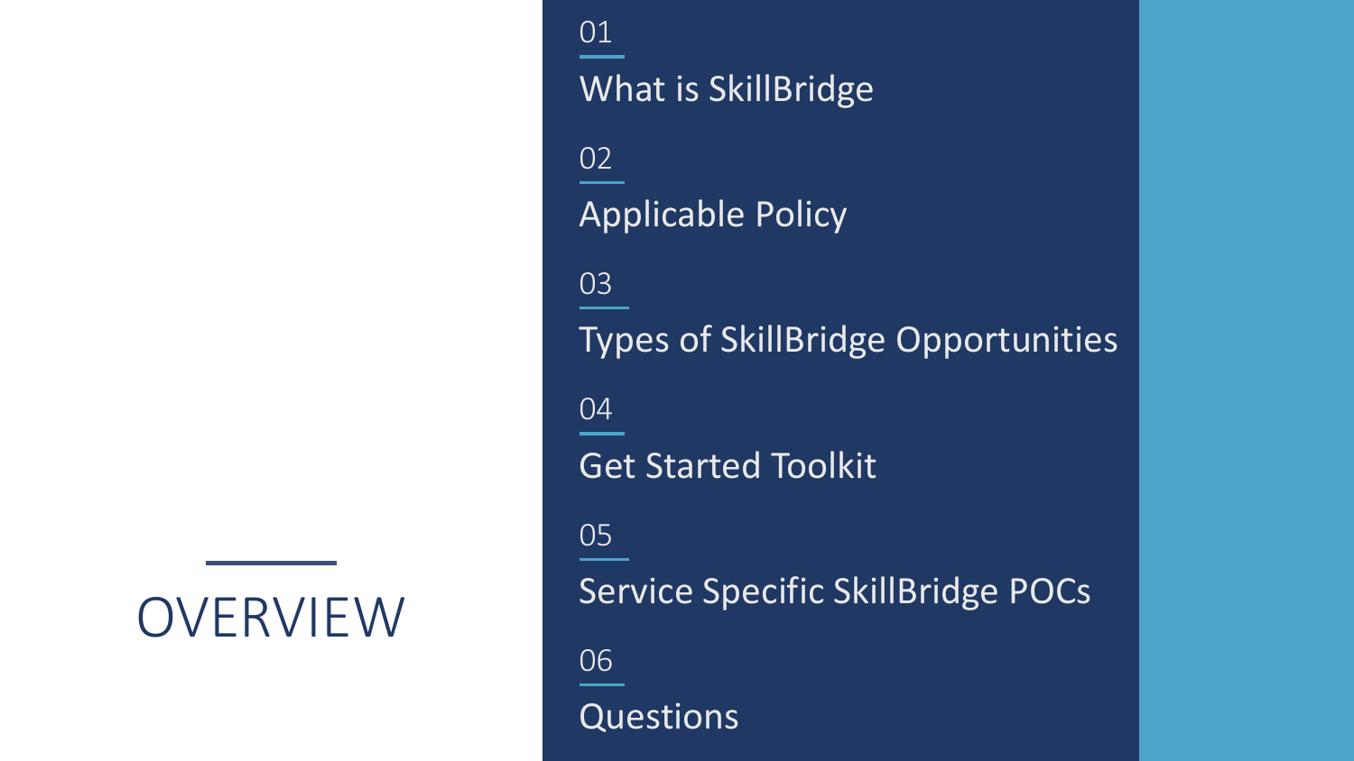# OVERVIEW

01
What is SkillBridge

02
Applicable Policy

03
Types of SkillBridge Opportunities

04
Get Started Toolkit

05
Service Specific SkillBridge POCs

06
Questions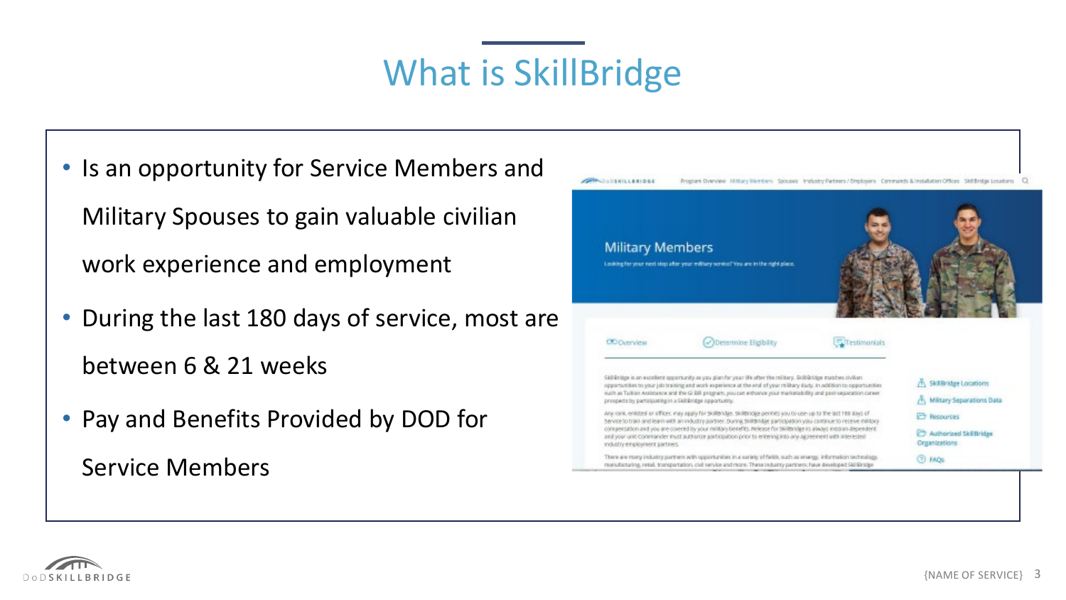# What is SkillBridge

- Is an opportunity for Service Members and Military Spouses to gain valuable civilian work experience and employment
- During the last 180 days of service, most are between 6 & 21 weeks
- Pay and Benefits Provided by DOD for Service Members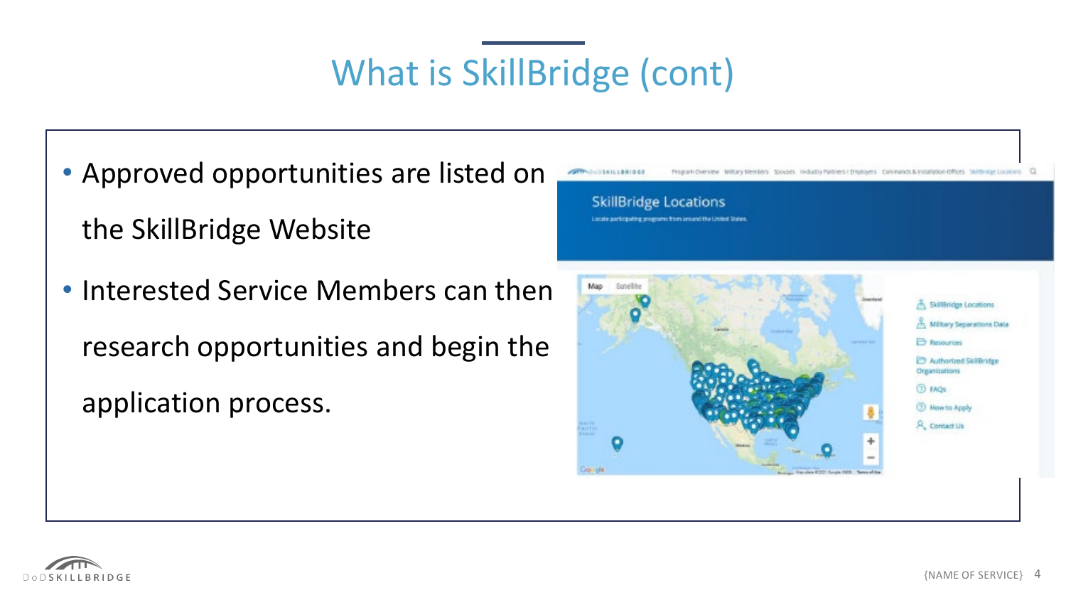# What is SkillBridge (cont)

- Approved opportunities are listed on the SkillBridge Website
- Interested Service Members can then research opportunities and begin the application process.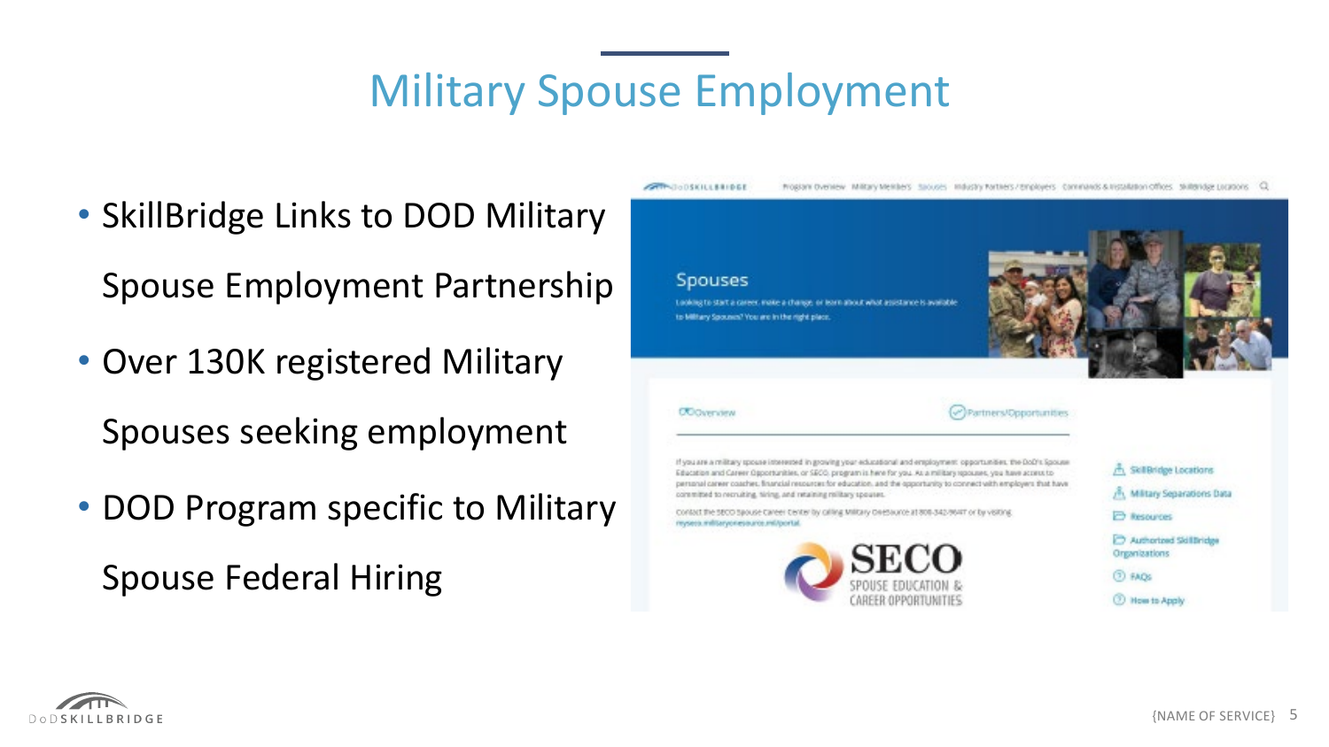# Military Spouse Employment

- SkillBridge Links to DOD Military Spouse Employment Partnership
- Over 130K registered Military Spouses seeking employment
- DOD Program specific to Military Spouse Federal Hiring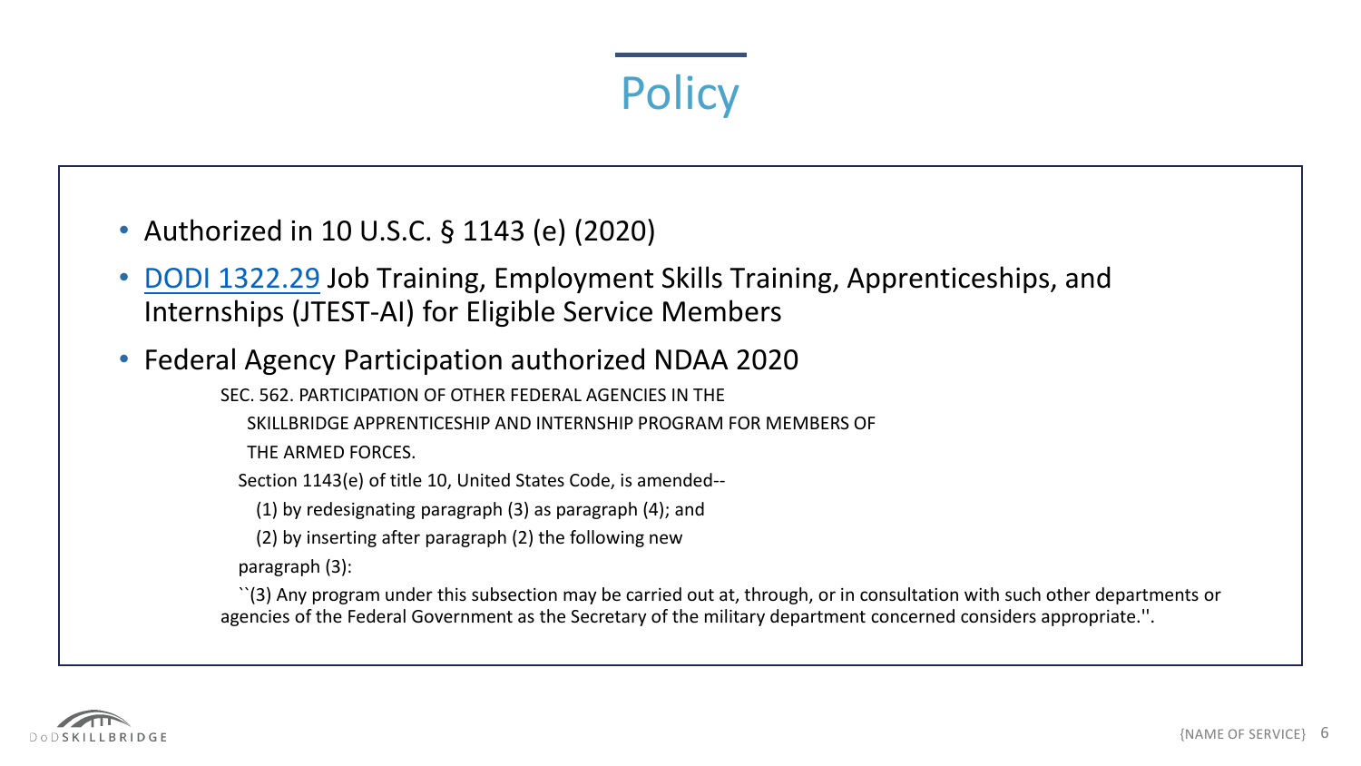# Policy

- Authorized in 10 U.S.C. § 1143 (e) (2020)
- [DODI 1322.29](#) Job Training, Employment Skills Training, Apprenticeships, and Internships (JTEST-AI) for Eligible Service Members
- Federal Agency Participation authorized NDAA 2020

SEC. 562. PARTICIPATION OF OTHER FEDERAL AGENCIES IN THE
SKILLBRIDGE APPRENTICESHIP AND INTERNSHIP PROGRAM FOR MEMBERS OF
THE ARMED FORCES.

Section 1143(e) of title 10, United States Code, is amended--

(1) by redesignating paragraph (3) as paragraph (4); and

(2) by inserting after paragraph (2) the following new
paragraph (3):

``(3) Any program under this subsection may be carried out at, through, or in consultation with such other departments or agencies of the Federal Government as the Secretary of the military department concerned considers appropriate.''.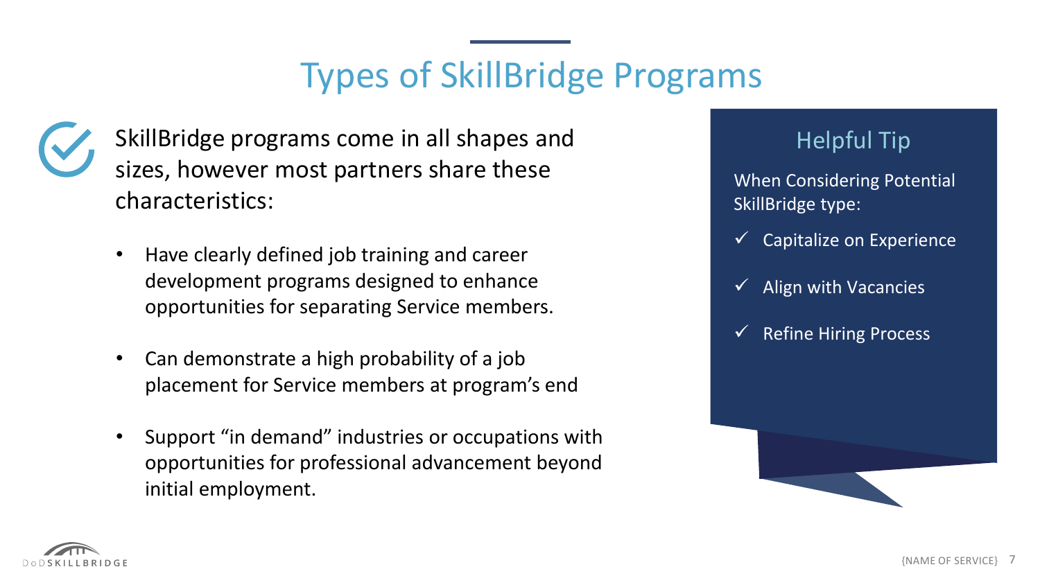# Types of SkillBridge Programs

SkillBridge programs come in all shapes and sizes, however most partners share these characteristics:

- Have clearly defined job training and career development programs designed to enhance opportunities for separating Service members.
- Can demonstrate a high probability of a job placement for Service members at program's end
- Support "in demand" industries or occupations with opportunities for professional advancement beyond initial employment.

## Helpful Tip

When Considering Potential SkillBridge type:

- ✓ Capitalize on Experience
- ✓ Align with Vacancies
- ✓ Refine Hiring Process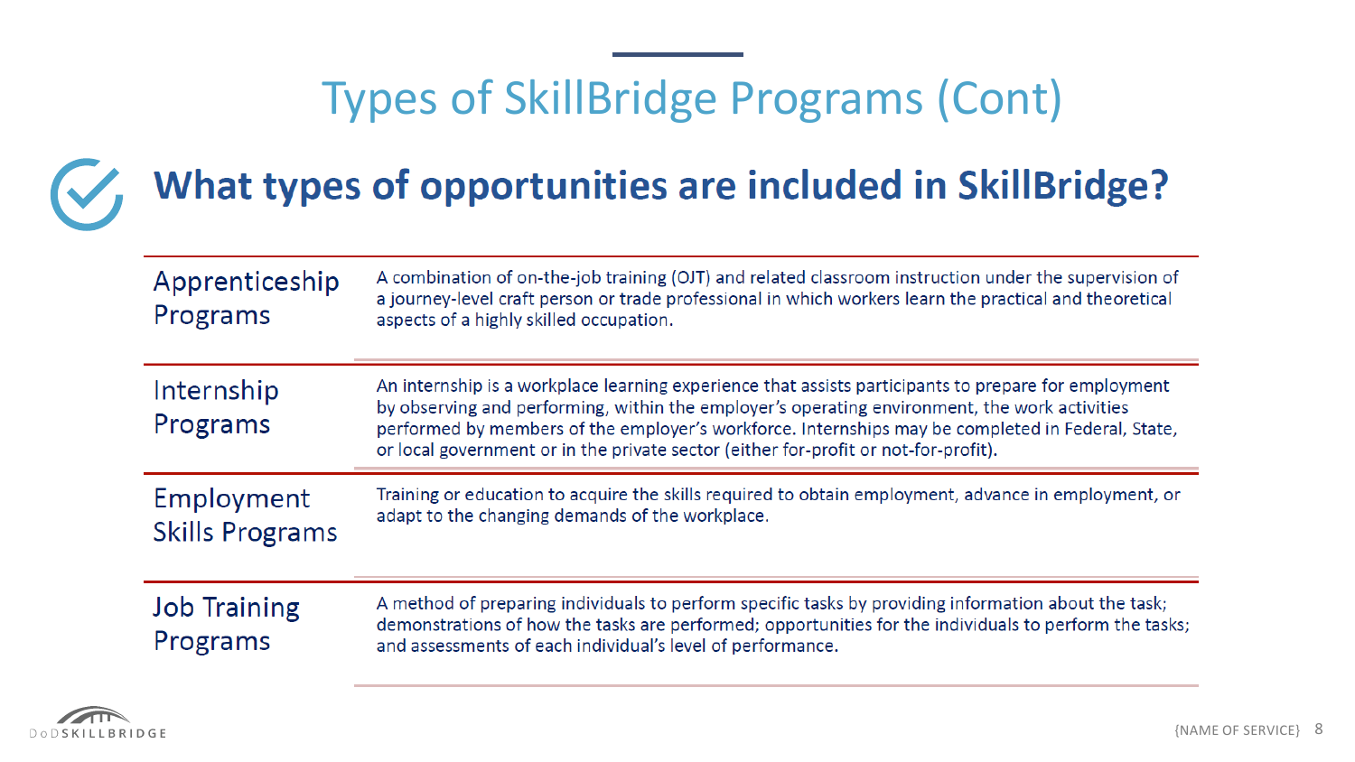# Types of SkillBridge Programs (Cont)

## What types of opportunities are included in SkillBridge?

| | |
|---|---|
| Apprenticeship Programs | A combination of on-the-job training (OJT) and related classroom instruction under the supervision of a journey-level craft person or trade professional in which workers learn the practical and theoretical aspects of a highly skilled occupation. |
| Internship Programs | An internship is a workplace learning experience that assists participants to prepare for employment by observing and performing, within the employer's operating environment, the work activities performed by members of the employer's workforce. Internships may be completed in Federal, State, or local government or in the private sector (either for-profit or not-for-profit). |
| Employment Skills Programs | Training or education to acquire the skills required to obtain employment, advance in employment, or adapt to the changing demands of the workplace. |
| Job Training Programs | A method of preparing individuals to perform specific tasks by providing information about the task; demonstrations of how the tasks are performed; opportunities for the individuals to perform the tasks; and assessments of each individual's level of performance. |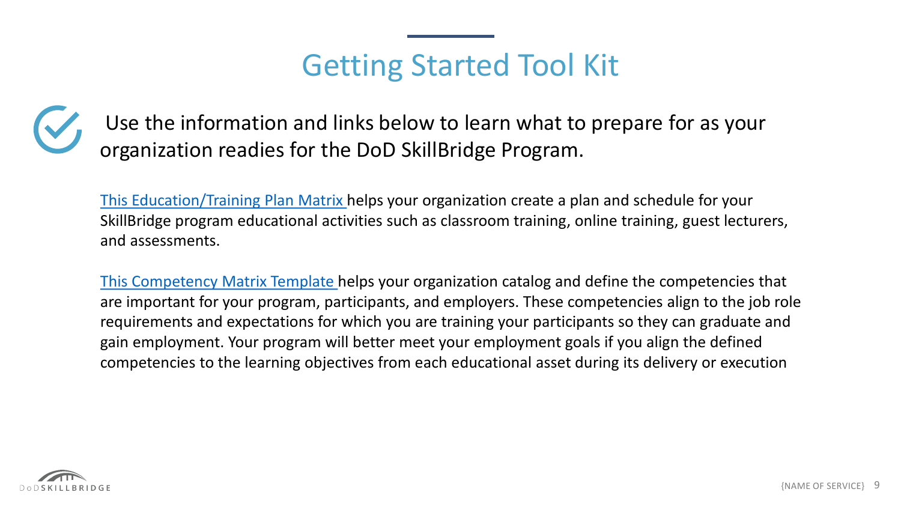# Getting Started Tool Kit

Use the information and links below to learn what to prepare for as your organization readies for the DoD SkillBridge Program.

This Education/Training Plan Matrix helps your organization create a plan and schedule for your SkillBridge program educational activities such as classroom training, online training, guest lecturers, and assessments.

This Competency Matrix Template helps your organization catalog and define the competencies that are important for your program, participants, and employers. These competencies align to the job role requirements and expectations for which you are training your participants so they can graduate and gain employment. Your program will better meet your employment goals if you align the defined competencies to the learning objectives from each educational asset during its delivery or execution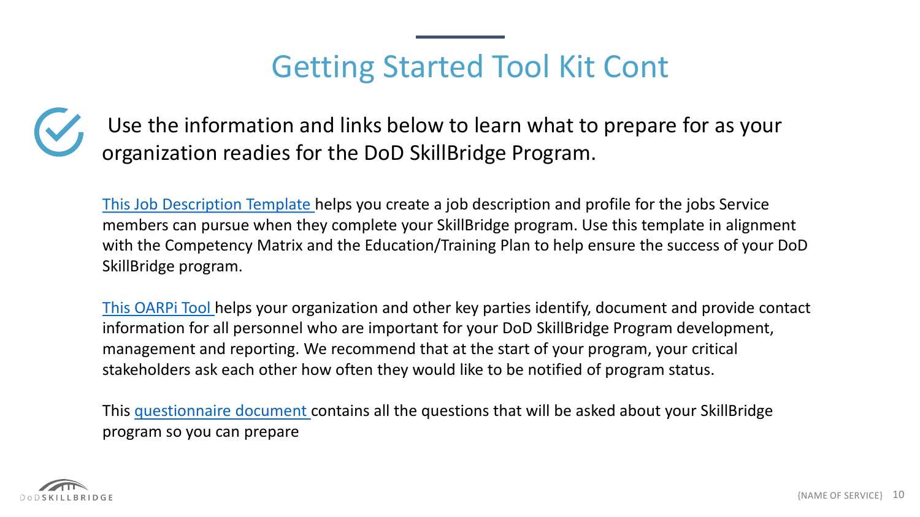# Getting Started Tool Kit Cont

Use the information and links below to learn what to prepare for as your organization readies for the DoD SkillBridge Program.

This Job Description Template helps you create a job description and profile for the jobs Service members can pursue when they complete your SkillBridge program. Use this template in alignment with the Competency Matrix and the Education/Training Plan to help ensure the success of your DoD SkillBridge program.

This OARPi Tool helps your organization and other key parties identify, document and provide contact information for all personnel who are important for your DoD SkillBridge Program development, management and reporting. We recommend that at the start of your program, your critical stakeholders ask each other how often they would like to be notified of program status.

This questionnaire document contains all the questions that will be asked about your SkillBridge program so you can prepare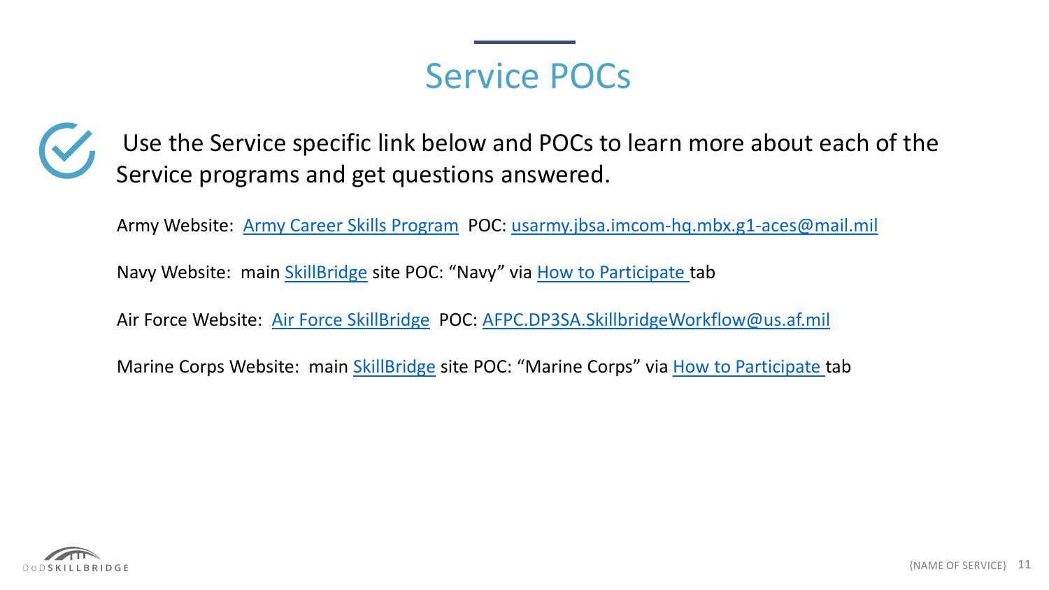# Service POCs

Use the Service specific link below and POCs to learn more about each of the Service programs and get questions answered.

Army Website: Army Career Skills Program POC: usarmy.jbsa.imcom-hq.mbx.g1-aces@mail.mil

Navy Website: main SkillBridge site POC: “Navy” via How to Participate tab

Air Force Website: Air Force SkillBridge POC: AFPC.DP3SA.SkillbridgeWorkflow@us.af.mil

Marine Corps Website: main SkillBridge site POC: “Marine Corps” via How to Participate tab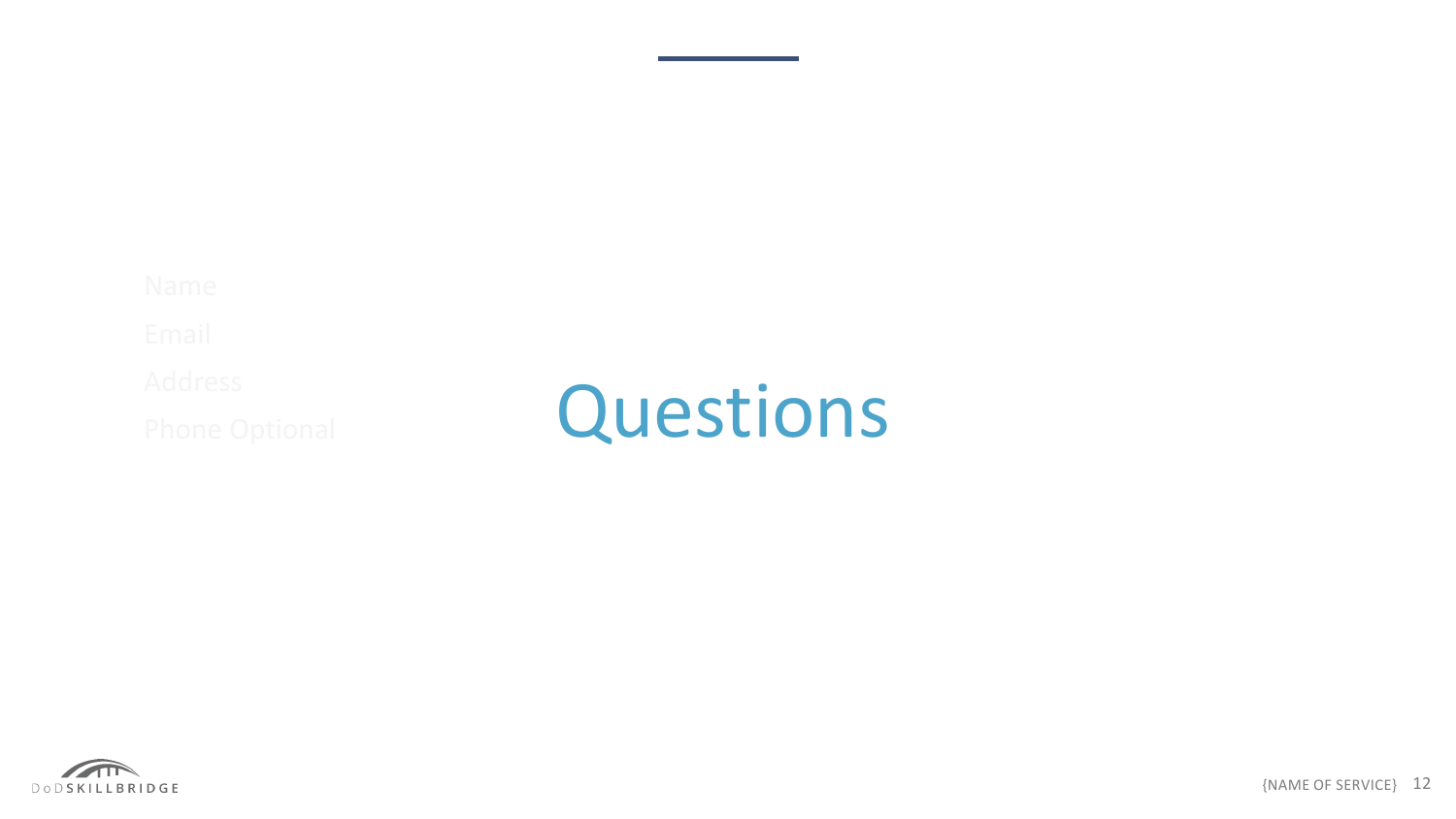Name

Email

Address

Phone Optional

# Questions